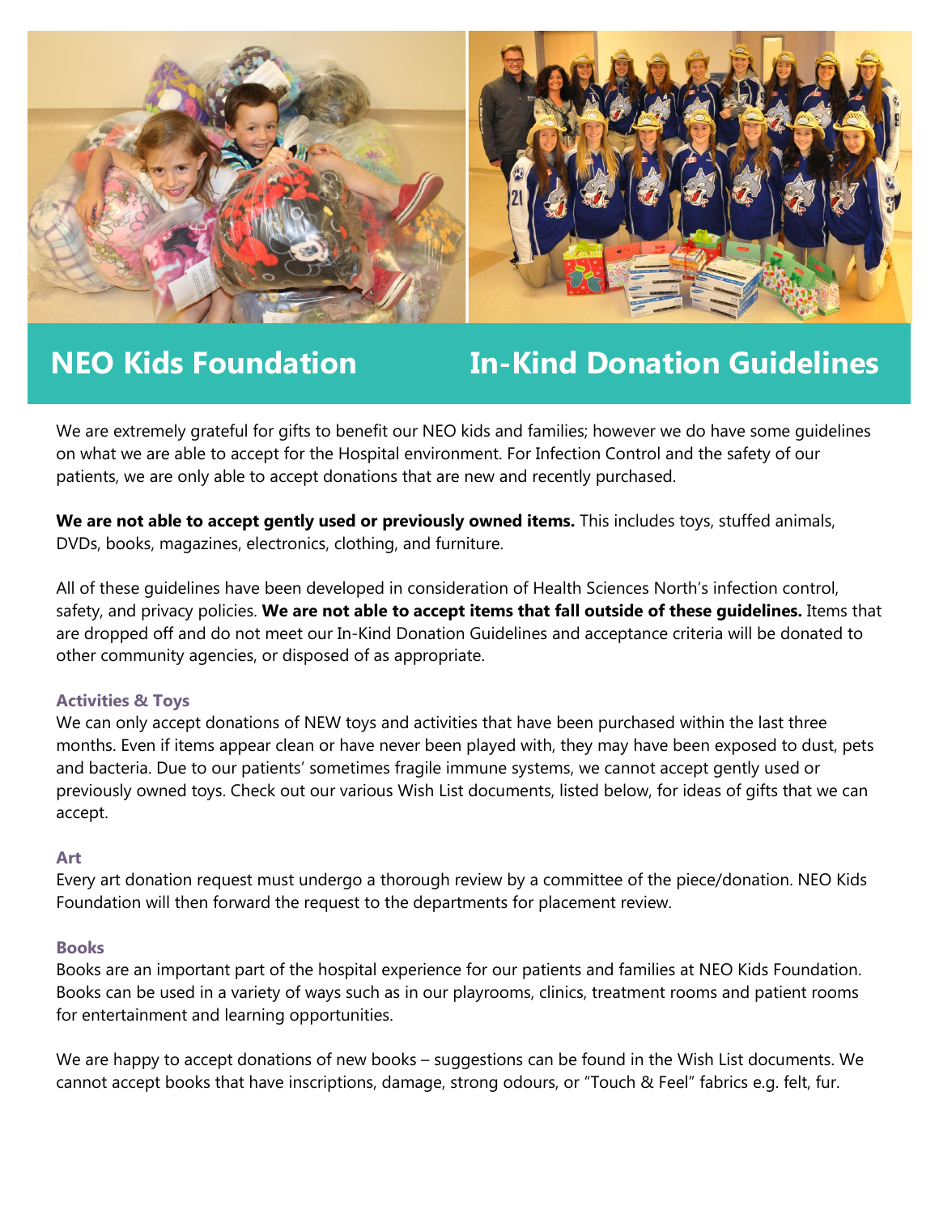# NEO Kids Foundation In-Kind Donation Guidelines

We are extremely grateful for gifts to benefit our NEO kids and families; however we do have some guidelines on what we are able to accept for the Hospital environment. For Infection Control and the safety of our patients, we are only able to accept donations that are new and recently purchased.

**We are not able to accept gently used or previously owned items.** This includes toys, stuffed animals, DVDs, books, magazines, electronics, clothing, and furniture.

All of these guidelines have been developed in consideration of Health Sciences North's infection control, safety, and privacy policies. **We are not able to accept items that fall outside of these guidelines.** Items that are dropped off and do not meet our In-Kind Donation Guidelines and acceptance criteria will be donated to other community agencies, or disposed of as appropriate.

### Activities & Toys

We can only accept donations of NEW toys and activities that have been purchased within the last three months. Even if items appear clean or have never been played with, they may have been exposed to dust, pets and bacteria. Due to our patients' sometimes fragile immune systems, we cannot accept gently used or previously owned toys. Check out our various Wish List documents, listed below, for ideas of gifts that we can accept.

### Art

Every art donation request must undergo a thorough review by a committee of the piece/donation. NEO Kids Foundation will then forward the request to the departments for placement review.

### Books

Books are an important part of the hospital experience for our patients and families at NEO Kids Foundation. Books can be used in a variety of ways such as in our playrooms, clinics, treatment rooms and patient rooms for entertainment and learning opportunities.

We are happy to accept donations of new books – suggestions can be found in the Wish List documents. We cannot accept books that have inscriptions, damage, strong odours, or "Touch & Feel" fabrics e.g. felt, fur.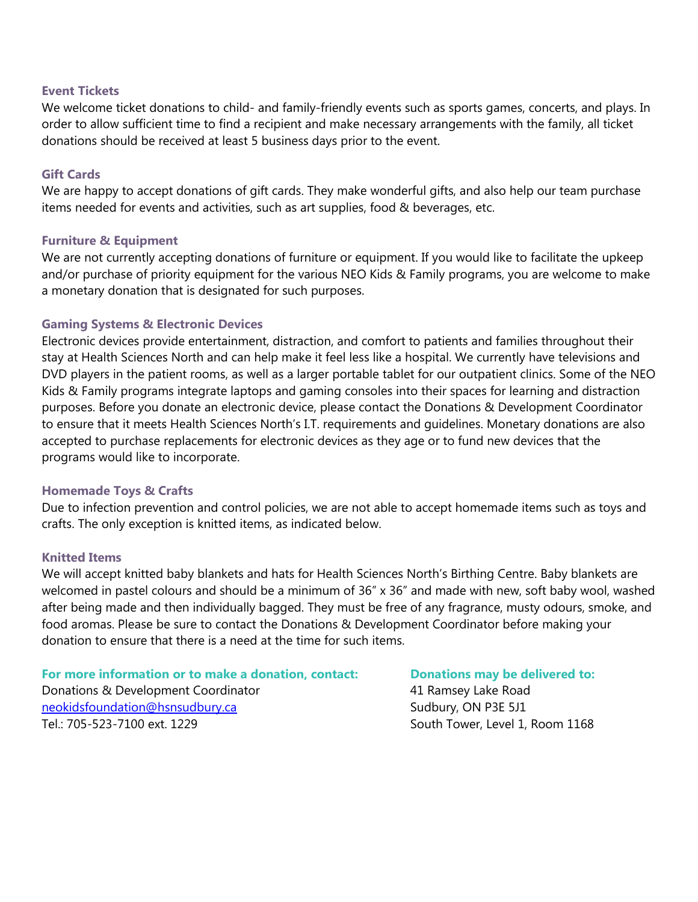### Event Tickets

We welcome ticket donations to child- and family-friendly events such as sports games, concerts, and plays. In order to allow sufficient time to find a recipient and make necessary arrangements with the family, all ticket donations should be received at least 5 business days prior to the event.

### Gift Cards

We are happy to accept donations of gift cards. They make wonderful gifts, and also help our team purchase items needed for events and activities, such as art supplies, food & beverages, etc.

### Furniture & Equipment

We are not currently accepting donations of furniture or equipment. If you would like to facilitate the upkeep and/or purchase of priority equipment for the various NEO Kids & Family programs, you are welcome to make a monetary donation that is designated for such purposes.

### Gaming Systems & Electronic Devices

Electronic devices provide entertainment, distraction, and comfort to patients and families throughout their stay at Health Sciences North and can help make it feel less like a hospital. We currently have televisions and DVD players in the patient rooms, as well as a larger portable tablet for our outpatient clinics. Some of the NEO Kids & Family programs integrate laptops and gaming consoles into their spaces for learning and distraction purposes. Before you donate an electronic device, please contact the Donations & Development Coordinator to ensure that it meets Health Sciences North's I.T. requirements and guidelines. Monetary donations are also accepted to purchase replacements for electronic devices as they age or to fund new devices that the programs would like to incorporate.

### Homemade Toys & Crafts

Due to infection prevention and control policies, we are not able to accept homemade items such as toys and crafts. The only exception is knitted items, as indicated below.

### Knitted Items

We will accept knitted baby blankets and hats for Health Sciences North's Birthing Centre. Baby blankets are welcomed in pastel colours and should be a minimum of 36" x 36" and made with new, soft baby wool, washed after being made and then individually bagged. They must be free of any fragrance, musty odours, smoke, and food aromas. Please be sure to contact the Donations & Development Coordinator before making your donation to ensure that there is a need at the time for such items.

**For more information or to make a donation, contact:**

Donations & Development Coordinator
neokidsfoundation@hsnsudbury.ca
Tel.: 705-523-7100 ext. 1229

**Donations may be delivered to:**

41 Ramsey Lake Road
Sudbury, ON P3E 5J1
South Tower, Level 1, Room 1168